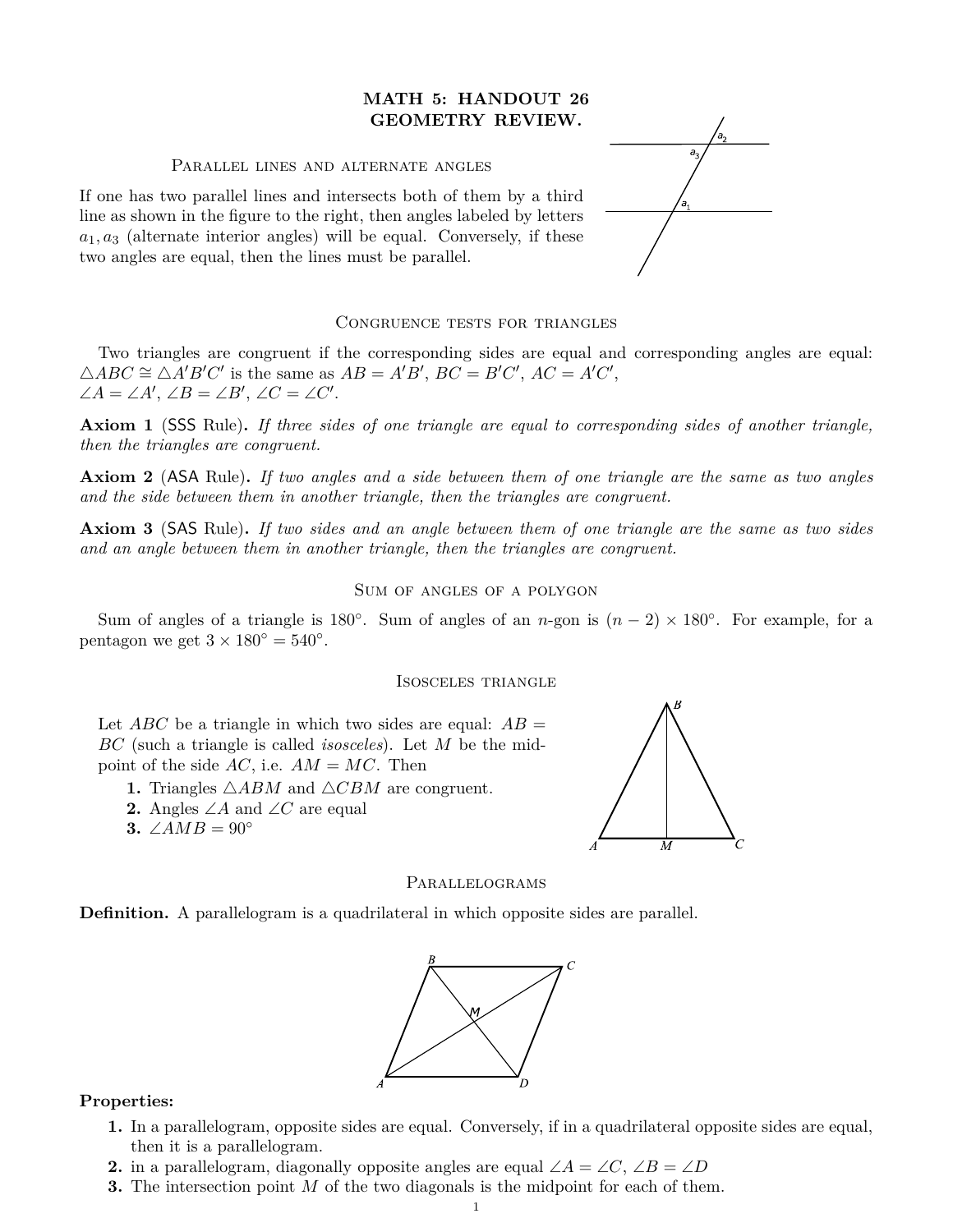# MATH 5: HANDOUT 26
# GEOMETRY REVIEW.

## Parallel lines and alternate angles

If one has two parallel lines and intersects both of them by a third line as shown in the figure to the right, then angles labeled by letters $a_1, a_3$ (alternate interior angles) will be equal. Conversely, if these two angles are equal, then the lines must be parallel.

## Congruence tests for triangles

Two triangles are congruent if the corresponding sides are equal and corresponding angles are equal: $\triangle ABC \cong \triangle A'B'C'$ is the same as $AB = A'B'$, $BC = B'C'$, $AC = A'C'$, $\angle A = \angle A'$, $\angle B = \angle B'$, $\angle C = \angle C'$.

**Axiom 1** (SSS Rule)**.** *If three sides of one triangle are equal to corresponding sides of another triangle, then the triangles are congruent.*

**Axiom 2** (ASA Rule)**.** *If two angles and a side between them of one triangle are the same as two angles and the side between them in another triangle, then the triangles are congruent.*

**Axiom 3** (SAS Rule)**.** *If two sides and an angle between them of one triangle are the same as two sides and an angle between them in another triangle, then the triangles are congruent.*

## Sum of angles of a polygon

Sum of angles of a triangle is $180°$. Sum of angles of an $n$-gon is $(n-2) \times 180°$. For example, for a pentagon we get $3 \times 180° = 540°$.

## Isosceles triangle

Let $ABC$ be a triangle in which two sides are equal: $AB = BC$ (such a triangle is called *isosceles*). Let $M$ be the midpoint of the side $AC$, i.e. $AM = MC$. Then

1. Triangles $\triangle ABM$ and $\triangle CBM$ are congruent.
2. Angles $\angle A$ and $\angle C$ are equal
3. $\angle AMB = 90°$

## Parallelograms

**Definition.** A parallelogram is a quadrilateral in which opposite sides are parallel.

**Properties:**

1. In a parallelogram, opposite sides are equal. Conversely, if in a quadrilateral opposite sides are equal, then it is a parallelogram.
2. in a parallelogram, diagonally opposite angles are equal $\angle A = \angle C$, $\angle B = \angle D$
3. The intersection point $M$ of the two diagonals is the midpoint for each of them.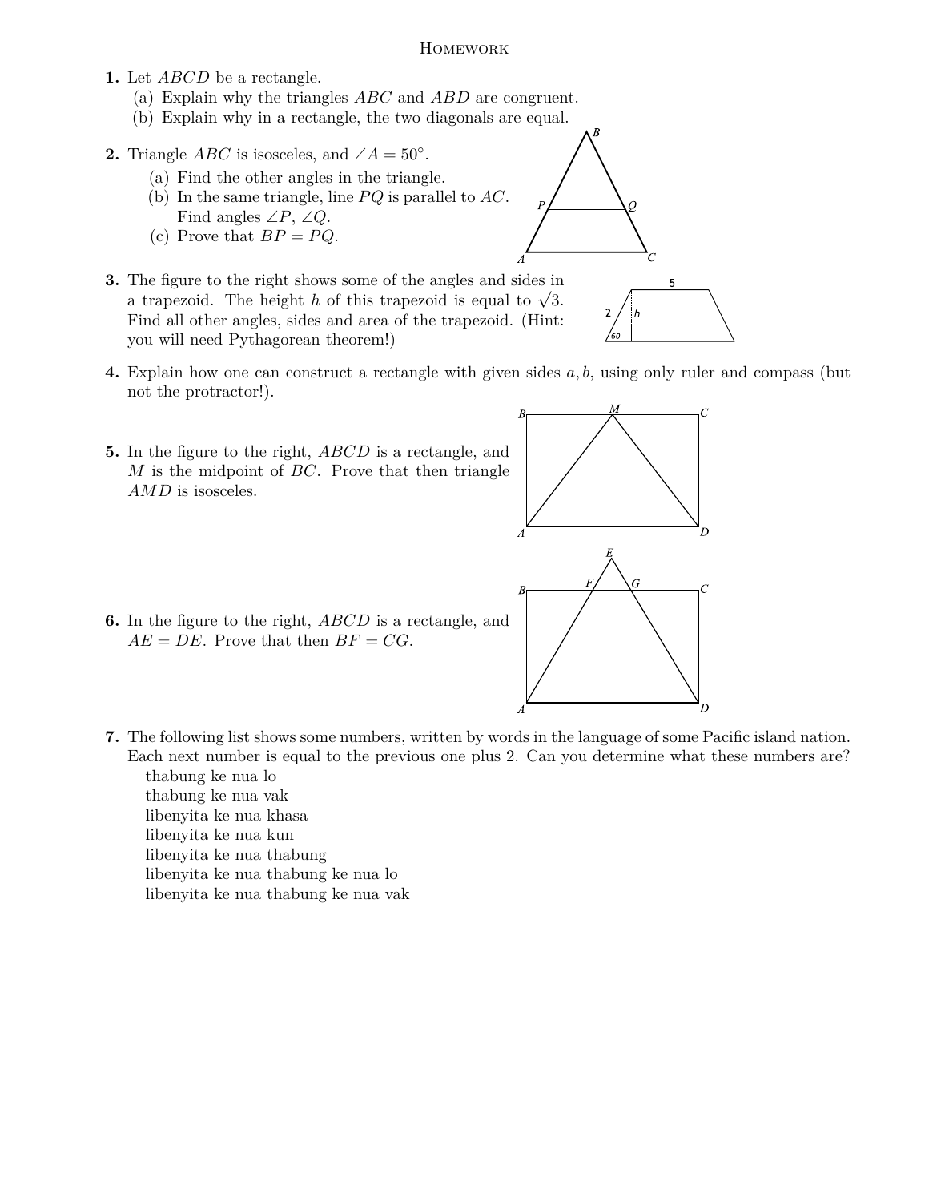# Homework

**1.** Let $ABCD$ be a rectangle.

(a) Explain why the triangles $ABC$ and $ABD$ are congruent.

(b) Explain why in a rectangle, the two diagonals are equal.

**2.** Triangle $ABC$ is isosceles, and $\angle A = 50°$.

(a) Find the other angles in the triangle.

(b) In the same triangle, line $PQ$ is parallel to $AC$. Find angles $\angle P$, $\angle Q$.

(c) Prove that $BP = PQ$.

B
P Q
A C

**3.** The figure to the right shows some of the angles and sides in a trapezoid. The height $h$ of this trapezoid is equal to $\sqrt{3}$. Find all other angles, sides and area of the trapezoid. (Hint: you will need Pythagorean theorem!)

5
2
h
60

**4.** Explain how one can construct a rectangle with given sides $a, b$, using only ruler and compass (but not the protractor!).

**5.** In the figure to the right, $ABCD$ is a rectangle, and $M$ is the midpoint of $BC$. Prove that then triangle $AMD$ is isosceles.

B M C
A D

**6.** In the figure to the right, $ABCD$ is a rectangle, and $AE = DE$. Prove that then $BF = CG$.

E
B F G C
A D

**7.** The following list shows some numbers, written by words in the language of some Pacific island nation. Each next number is equal to the previous one plus 2. Can you determine what these numbers are?

thabung ke nua lo
thabung ke nua vak
libenyita ke nua khasa
libenyita ke nua kun
libenyita ke nua thabung
libenyita ke nua thabung ke nua lo
libenyita ke nua thabung ke nua vak